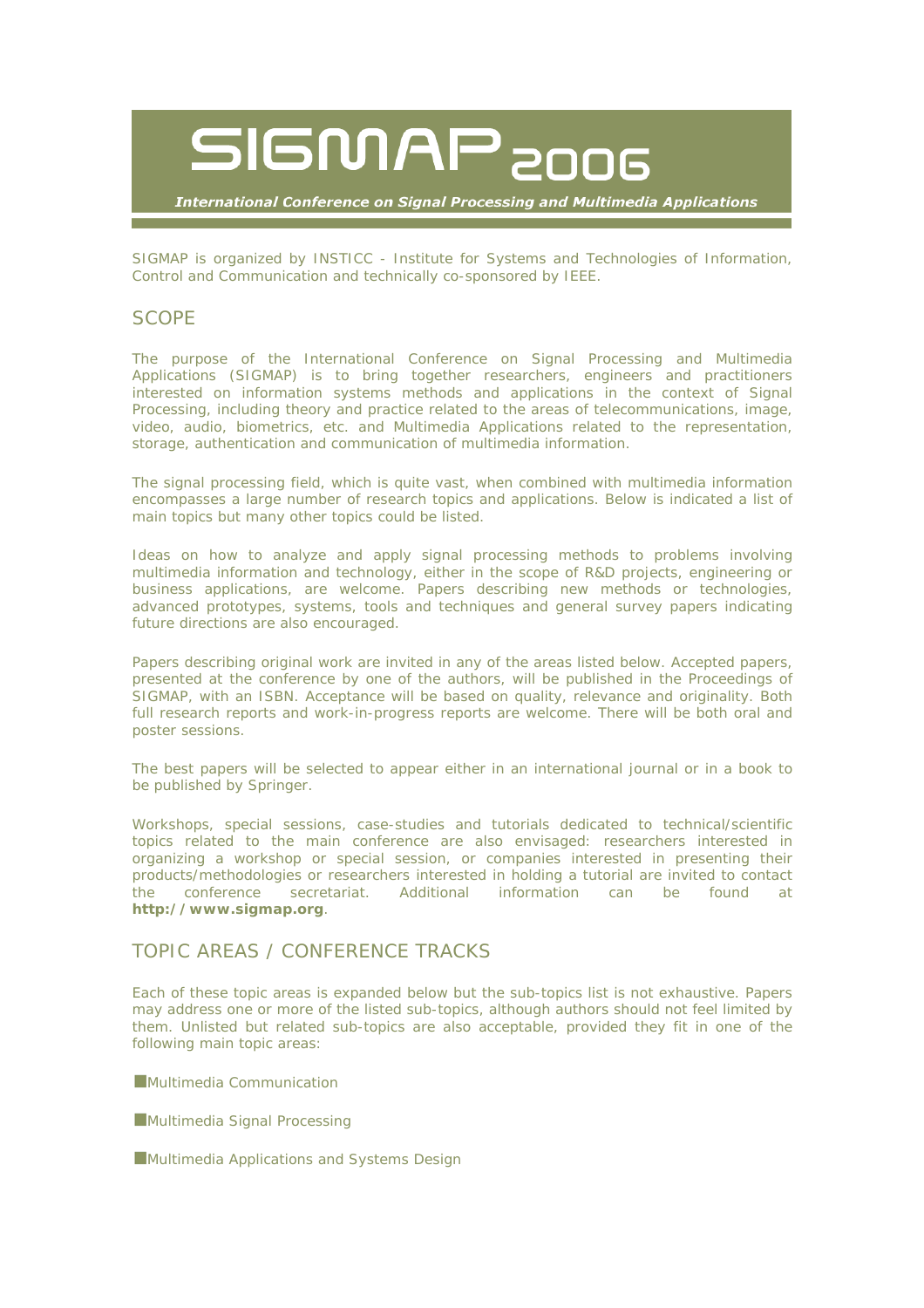# SIGMAP 2006

***International Conference on Signal Processing and Multimedia Applications***

SIGMAP is organized by INSTICC - Institute for Systems and Technologies of Information, Control and Communication and technically co-sponsored by IEEE.

## SCOPE

The purpose of the International Conference on Signal Processing and Multimedia Applications (SIGMAP) is to bring together researchers, engineers and practitioners interested on information systems methods and applications in the context of Signal Processing, including theory and practice related to the areas of telecommunications, image, video, audio, biometrics, etc. and Multimedia Applications related to the representation, storage, authentication and communication of multimedia information.

The signal processing field, which is quite vast, when combined with multimedia information encompasses a large number of research topics and applications. Below is indicated a list of main topics but many other topics could be listed.

Ideas on how to analyze and apply signal processing methods to problems involving multimedia information and technology, either in the scope of R&D projects, engineering or business applications, are welcome. Papers describing new methods or technologies, advanced prototypes, systems, tools and techniques and general survey papers indicating future directions are also encouraged.

Papers describing original work are invited in any of the areas listed below. Accepted papers, presented at the conference by one of the authors, will be published in the Proceedings of SIGMAP, with an ISBN. Acceptance will be based on quality, relevance and originality. Both full research reports and work-in-progress reports are welcome. There will be both oral and poster sessions.

The best papers will be selected to appear either in an international journal or in a book to be published by Springer.

Workshops, special sessions, case-studies and tutorials dedicated to technical/scientific topics related to the main conference are also envisaged: researchers interested in organizing a workshop or special session, or companies interested in presenting their products/methodologies or researchers interested in holding a tutorial are invited to contact the conference secretariat. Additional information can be found at **http://www.sigmap.org**.

## TOPIC AREAS / CONFERENCE TRACKS

Each of these topic areas is expanded below but the sub-topics list is not exhaustive. Papers may address one or more of the listed sub-topics, although authors should not feel limited by them. Unlisted but related sub-topics are also acceptable, provided they fit in one of the following main topic areas:

- Multimedia Communication
- Multimedia Signal Processing
- Multimedia Applications and Systems Design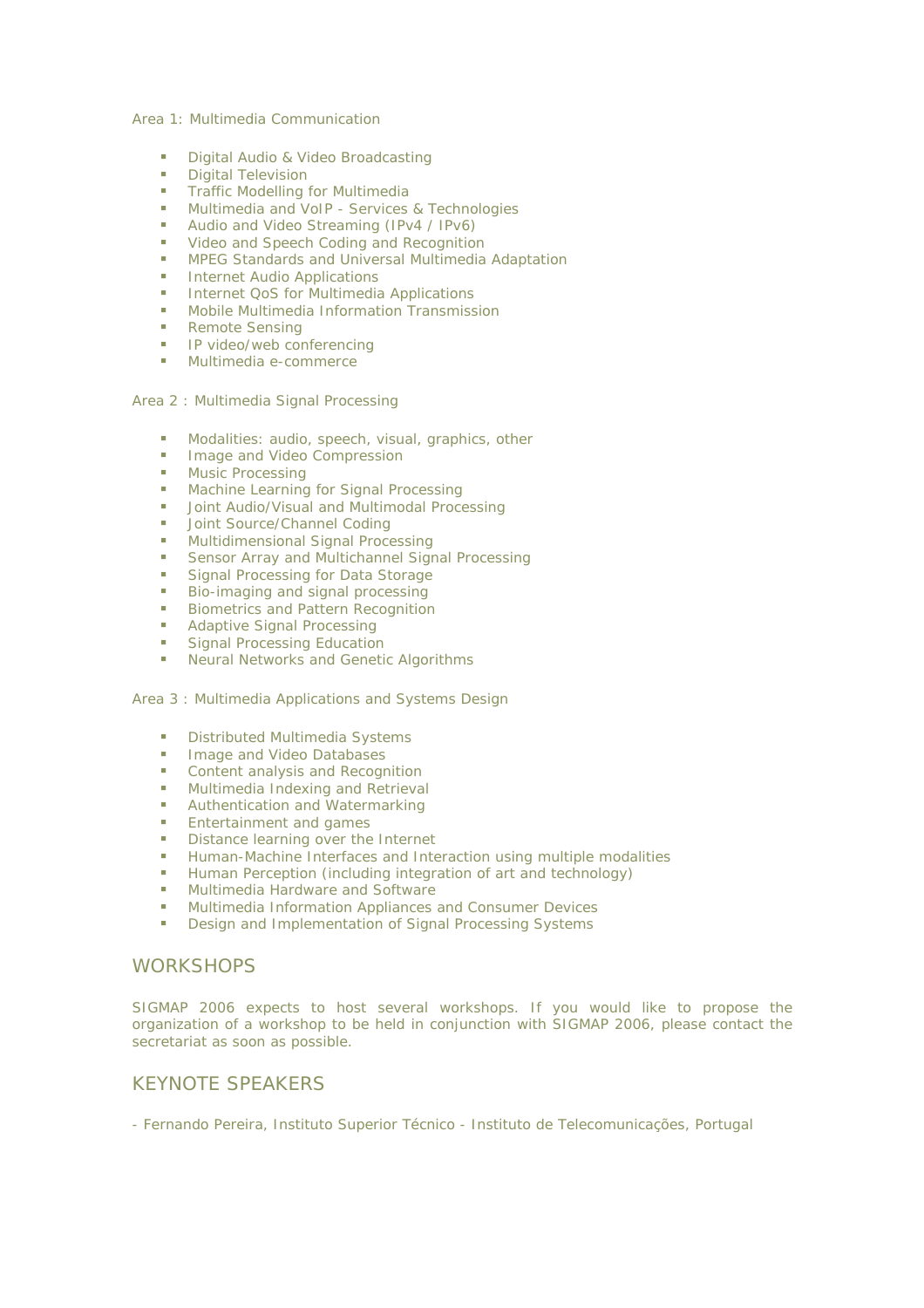Area 1: Multimedia Communication

- Digital Audio & Video Broadcasting
- Digital Television
- Traffic Modelling for Multimedia
- Multimedia and VoIP - Services & Technologies
- Audio and Video Streaming (IPv4 / IPv6)
- Video and Speech Coding and Recognition
- MPEG Standards and Universal Multimedia Adaptation
- Internet Audio Applications
- Internet QoS for Multimedia Applications
- Mobile Multimedia Information Transmission
- Remote Sensing
- IP video/web conferencing
- Multimedia e-commerce

Area 2 : Multimedia Signal Processing

- Modalities: audio, speech, visual, graphics, other
- Image and Video Compression
- Music Processing
- Machine Learning for Signal Processing
- Joint Audio/Visual and Multimodal Processing
- Joint Source/Channel Coding
- Multidimensional Signal Processing
- Sensor Array and Multichannel Signal Processing
- Signal Processing for Data Storage
- Bio-imaging and signal processing
- Biometrics and Pattern Recognition
- Adaptive Signal Processing
- Signal Processing Education
- Neural Networks and Genetic Algorithms

Area 3 : Multimedia Applications and Systems Design

- Distributed Multimedia Systems
- Image and Video Databases
- Content analysis and Recognition
- Multimedia Indexing and Retrieval
- Authentication and Watermarking
- Entertainment and games
- Distance learning over the Internet
- Human-Machine Interfaces and Interaction using multiple modalities
- Human Perception (including integration of art and technology)
- Multimedia Hardware and Software
- Multimedia Information Appliances and Consumer Devices
- Design and Implementation of Signal Processing Systems

## WORKSHOPS

SIGMAP 2006 expects to host several workshops. If you would like to propose the organization of a workshop to be held in conjunction with SIGMAP 2006, please contact the secretariat as soon as possible.

## KEYNOTE SPEAKERS

- Fernando Pereira, Instituto Superior Técnico - Instituto de Telecomunicações, Portugal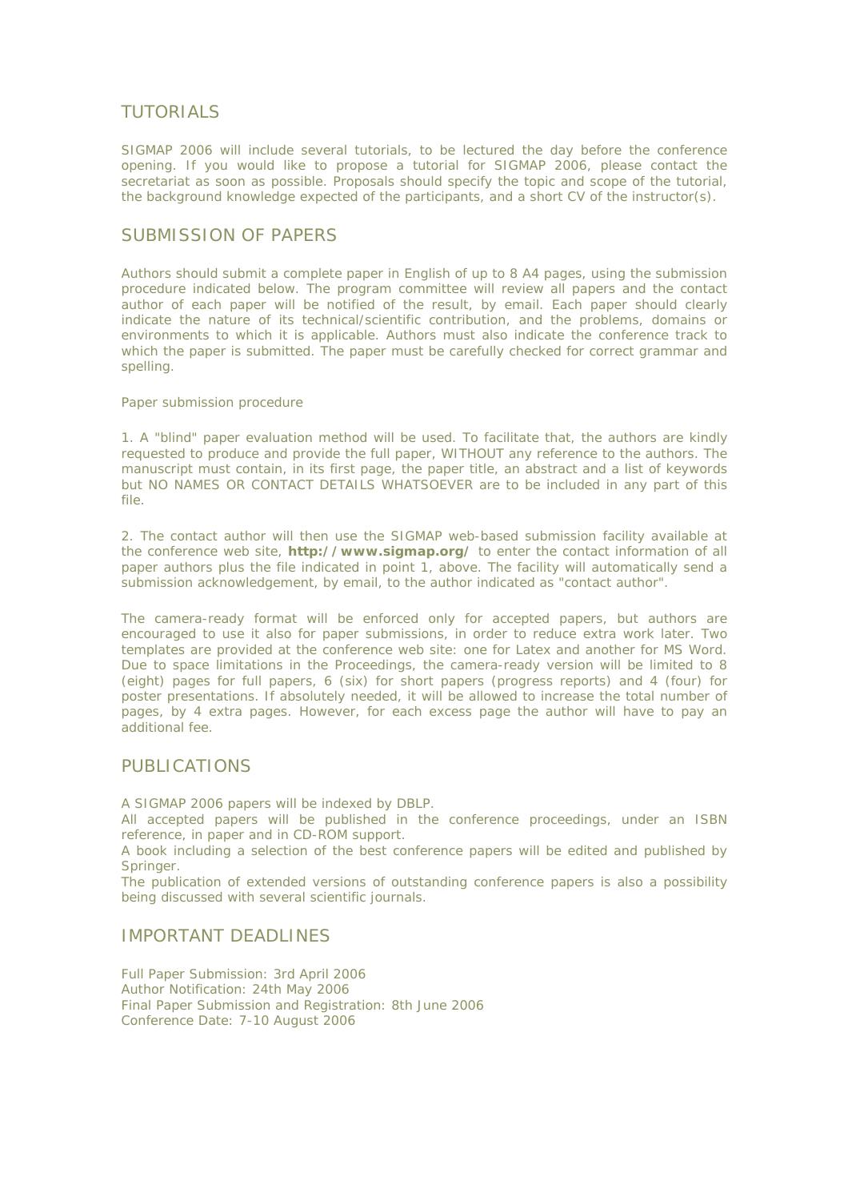## TUTORIALS

SIGMAP 2006 will include several tutorials, to be lectured the day before the conference opening. If you would like to propose a tutorial for SIGMAP 2006, please contact the secretariat as soon as possible. Proposals should specify the topic and scope of the tutorial, the background knowledge expected of the participants, and a short CV of the instructor(s).

## SUBMISSION OF PAPERS

Authors should submit a complete paper in English of up to 8 A4 pages, using the submission procedure indicated below. The program committee will review all papers and the contact author of each paper will be notified of the result, by email. Each paper should clearly indicate the nature of its technical/scientific contribution, and the problems, domains or environments to which it is applicable. Authors must also indicate the conference track to which the paper is submitted. The paper must be carefully checked for correct grammar and spelling.

Paper submission procedure

1. A "blind" paper evaluation method will be used. To facilitate that, the authors are kindly requested to produce and provide the full paper, WITHOUT any reference to the authors. The manuscript must contain, in its first page, the paper title, an abstract and a list of keywords but NO NAMES OR CONTACT DETAILS WHATSOEVER are to be included in any part of this file.

2. The contact author will then use the SIGMAP web-based submission facility available at the conference web site, **http://www.sigmap.org/** to enter the contact information of all paper authors plus the file indicated in point 1, above. The facility will automatically send a submission acknowledgement, by email, to the author indicated as "contact author".

The camera-ready format will be enforced only for accepted papers, but authors are encouraged to use it also for paper submissions, in order to reduce extra work later. Two templates are provided at the conference web site: one for Latex and another for MS Word. Due to space limitations in the Proceedings, the camera-ready version will be limited to 8 (eight) pages for full papers, 6 (six) for short papers (progress reports) and 4 (four) for poster presentations. If absolutely needed, it will be allowed to increase the total number of pages, by 4 extra pages. However, for each excess page the author will have to pay an additional fee.

## PUBLICATIONS

A SIGMAP 2006 papers will be indexed by DBLP.
All accepted papers will be published in the conference proceedings, under an ISBN reference, in paper and in CD-ROM support.
A book including a selection of the best conference papers will be edited and published by Springer.
The publication of extended versions of outstanding conference papers is also a possibility being discussed with several scientific journals.

## IMPORTANT DEADLINES

Full Paper Submission: 3rd April 2006
Author Notification: 24th May 2006
Final Paper Submission and Registration: 8th June 2006
Conference Date: 7-10 August 2006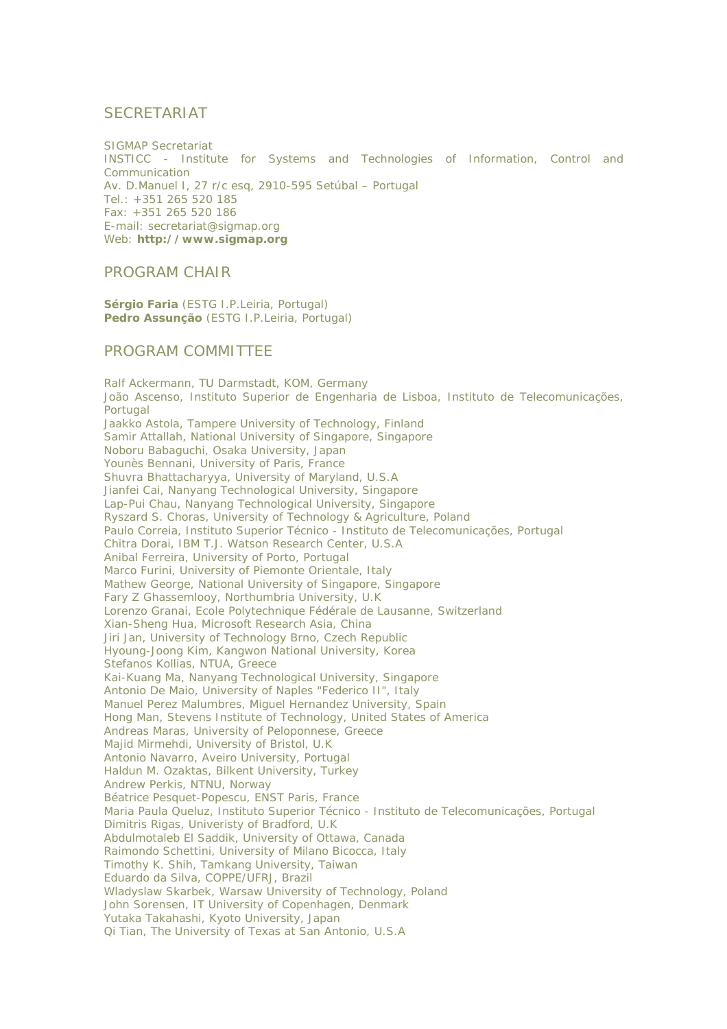## SECRETARIAT

SIGMAP Secretariat
INSTICC - Institute for Systems and Technologies of Information, Control and Communication
Av. D.Manuel I, 27 r/c esq, 2910-595 Setúbal – Portugal
Tel.: +351 265 520 185
Fax: +351 265 520 186
E-mail: secretariat@sigmap.org
Web: **http://www.sigmap.org**

## PROGRAM CHAIR

**Sérgio Faria** (ESTG I.P.Leiria, Portugal)
**Pedro Assunção** (ESTG I.P.Leiria, Portugal)

## PROGRAM COMMITTEE

Ralf Ackermann, TU Darmstadt, KOM, Germany
João Ascenso, Instituto Superior de Engenharia de Lisboa, Instituto de Telecomunicações, Portugal
Jaakko Astola, Tampere University of Technology, Finland
Samir Attallah, National University of Singapore, Singapore
Noboru Babaguchi, Osaka University, Japan
Younès Bennani, University of Paris, France
Shuvra Bhattacharyya, University of Maryland, U.S.A
Jianfei Cai, Nanyang Technological University, Singapore
Lap-Pui Chau, Nanyang Technological University, Singapore
Ryszard S. Choras, University of Technology & Agriculture, Poland
Paulo Correia, Instituto Superior Técnico - Instituto de Telecomunicações, Portugal
Chitra Dorai, IBM T.J. Watson Research Center, U.S.A
Anibal Ferreira, University of Porto, Portugal
Marco Furini, University of Piemonte Orientale, Italy
Mathew George, National University of Singapore, Singapore
Fary Z Ghassemlooy, Northumbria University, U.K
Lorenzo Granai, Ecole Polytechnique Fédérale de Lausanne, Switzerland
Xian-Sheng Hua, Microsoft Research Asia, China
Jiri Jan, University of Technology Brno, Czech Republic
Hyoung-Joong Kim, Kangwon National University, Korea
Stefanos Kollias, NTUA, Greece
Kai-Kuang Ma, Nanyang Technological University, Singapore
Antonio De Maio, University of Naples "Federico II", Italy
Manuel Perez Malumbres, Miguel Hernandez University, Spain
Hong Man, Stevens Institute of Technology, United States of America
Andreas Maras, University of Peloponnese, Greece
Majid Mirmehdi, University of Bristol, U.K
Antonio Navarro, Aveiro University, Portugal
Haldun M. Ozaktas, Bilkent University, Turkey
Andrew Perkis, NTNU, Norway
Béatrice Pesquet-Popescu, ENST Paris, France
Maria Paula Queluz, Instituto Superior Técnico - Instituto de Telecomunicações, Portugal
Dimitris Rigas, Univeristy of Bradford, U.K
Abdulmotaleb El Saddik, University of Ottawa, Canada
Raimondo Schettini, University of Milano Bicocca, Italy
Timothy K. Shih, Tamkang University, Taiwan
Eduardo da Silva, COPPE/UFRJ, Brazil
Wladyslaw Skarbek, Warsaw University of Technology, Poland
John Sorensen, IT University of Copenhagen, Denmark
Yutaka Takahashi, Kyoto University, Japan
Qi Tian, The University of Texas at San Antonio, U.S.A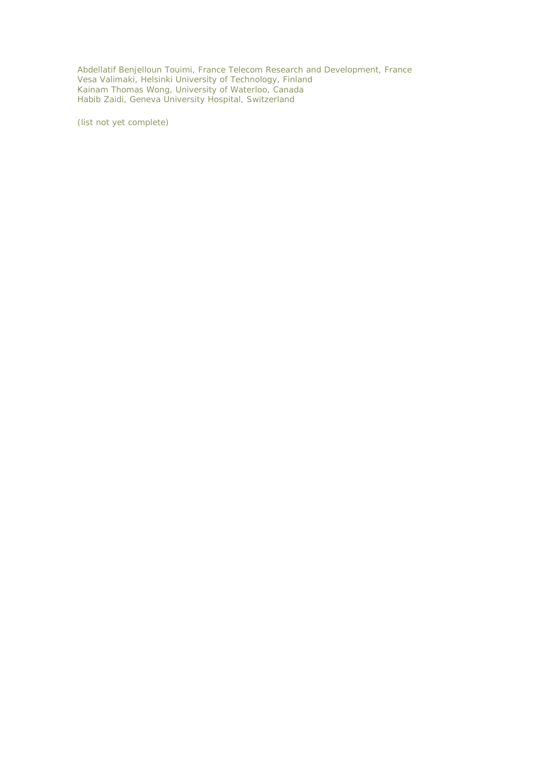Abdellatif Benjelloun Touimi, France Telecom Research and Development, France
Vesa Valimaki, Helsinki University of Technology, Finland
Kainam Thomas Wong, University of Waterloo, Canada
Habib Zaidi, Geneva University Hospital, Switzerland

(list not yet complete)